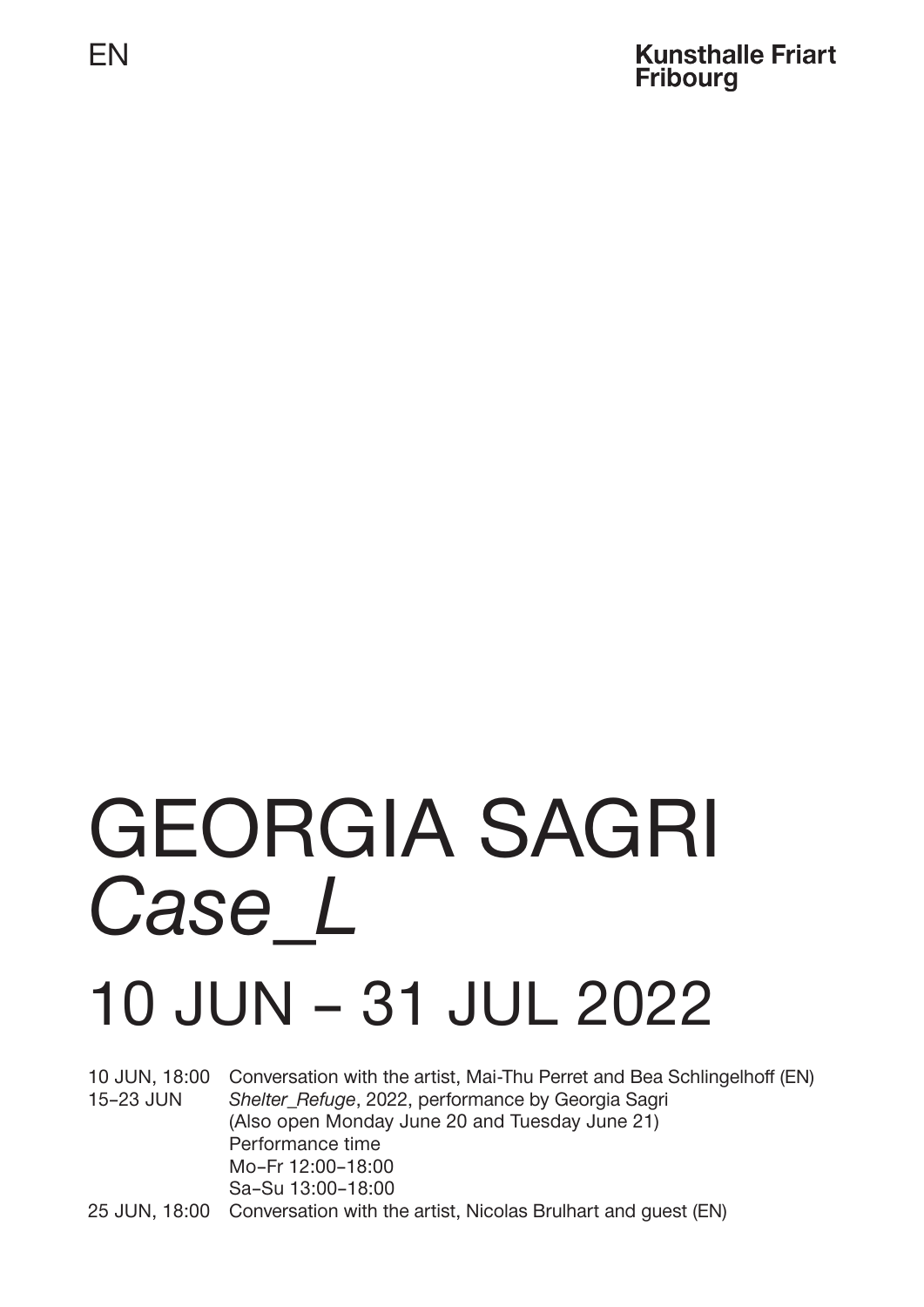EN

**Kunsthalle Friart Fribourg**

# GEORGIA SAGRI
# *Case_L*
# 10 JUN – 31 JUL 2022

| | |
|---|---|
| 10 JUN, 18:00 | Conversation with the artist, Mai-Thu Perret and Bea Schlingelhoff (EN) |
| 15–23 JUN | *Shelter_Refuge*, 2022, performance by Georgia Sagri<br>(Also open Monday June 20 and Tuesday June 21)<br>Performance time<br>Mo–Fr 12:00–18:00<br>Sa–Su 13:00–18:00 |
| 25 JUN, 18:00 | Conversation with the artist, Nicolas Brulhart and guest (EN) |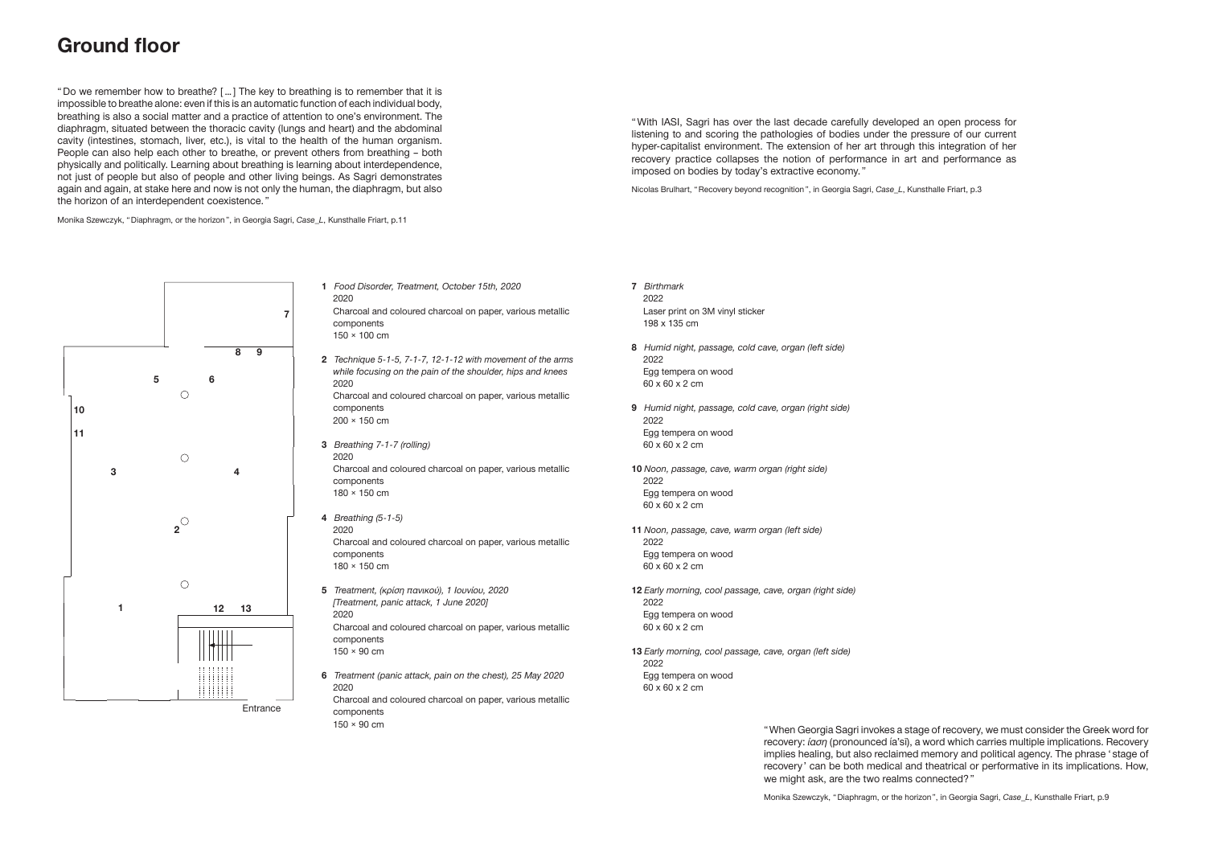# Ground floor

"Do we remember how to breathe? […] The key to breathing is to remember that it is impossible to breathe alone: even if this is an automatic function of each individual body, breathing is also a social matter and a practice of attention to one's environment. The diaphragm, situated between the thoracic cavity (lungs and heart) and the abdominal cavity (intestines, stomach, liver, etc.), is vital to the health of the human organism. People can also help each other to breathe, or prevent others from breathing – both physically and politically. Learning about breathing is learning about interdependence, not just of people but also of people and other living beings. As Sagri demonstrates again and again, at stake here and now is not only the human, the diaphragm, but also the horizon of an interdependent coexistence."

Monika Szewczyk, "Diaphragm, or the horizon", in Georgia Sagri, *Case_L*, Kunsthalle Friart, p.11

"With IASI, Sagri has over the last decade carefully developed an open process for listening to and scoring the pathologies of bodies under the pressure of our current hyper-capitalist environment. The extension of her art through this integration of her recovery practice collapses the notion of performance in art and performance as imposed on bodies by today's extractive economy."

Nicolas Brulhart, "Recovery beyond recognition", in Georgia Sagri, *Case_L*, Kunsthalle Friart, p.3

Entrance

**1** *Food Disorder, Treatment, October 15th, 2020*
2020
Charcoal and coloured charcoal on paper, various metallic components
150 × 100 cm

**2** *Technique 5-1-5, 7-1-7, 12-1-12 with movement of the arms while focusing on the pain of the shoulder, hips and knees*
2020
Charcoal and coloured charcoal on paper, various metallic components
200 × 150 cm

**3** *Breathing 7-1-7 (rolling)*
2020
Charcoal and coloured charcoal on paper, various metallic components
180 × 150 cm

**4** *Breathing (5-1-5)*
2020
Charcoal and coloured charcoal on paper, various metallic components
180 × 150 cm

**5** *Treatment, (κρίση πανικού), 1 Ιουνίου, 2020 [Treatment, panic attack, 1 June 2020]*
2020
Charcoal and coloured charcoal on paper, various metallic components
150 × 90 cm

**6** *Treatment (panic attack, pain on the chest), 25 May 2020*
2020
Charcoal and coloured charcoal on paper, various metallic components
150 × 90 cm

**7** *Birthmark*
2022
Laser print on 3M vinyl sticker
198 x 135 cm

**8** *Humid night, passage, cold cave, organ (left side)*
2022
Egg tempera on wood
60 x 60 x 2 cm

**9** *Humid night, passage, cold cave, organ (right side)*
2022
Egg tempera on wood
60 x 60 x 2 cm

**10** *Noon, passage, cave, warm organ (right side)*
2022
Egg tempera on wood
60 x 60 x 2 cm

**11** *Noon, passage, cave, warm organ (left side)*
2022
Egg tempera on wood
60 x 60 x 2 cm

**12** *Early morning, cool passage, cave, organ (right side)*
2022
Egg tempera on wood
60 x 60 x 2 cm

**13** *Early morning, cool passage, cave, organ (left side)*
2022
Egg tempera on wood
60 x 60 x 2 cm

"When Georgia Sagri invokes a stage of recovery, we must consider the Greek word for recovery: *ίαση* (pronounced ía'si), a word which carries multiple implications. Recovery implies healing, but also reclaimed memory and political agency. The phrase 'stage of recovery' can be both medical and theatrical or performative in its implications. How, we might ask, are the two realms connected?"

Monika Szewczyk, "Diaphragm, or the horizon", in Georgia Sagri, *Case_L*, Kunsthalle Friart, p.9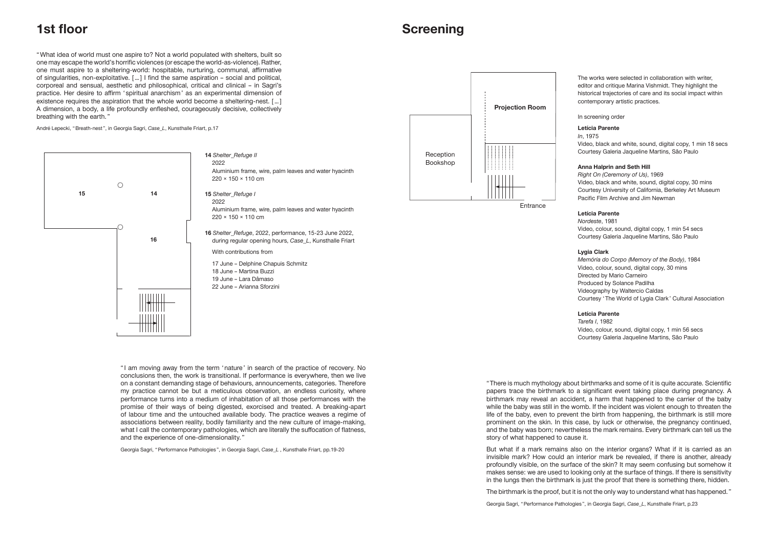# 1st floor

"What idea of world must one aspire to? Not a world populated with shelters, built so one may escape the world's horrific violences (or escape the world-as-violence). Rather, one must aspire to a sheltering-world: hospitable, nurturing, communal, affirmative of singularities, non-exploitative. […] I find the same aspiration – social and political, corporeal and sensual, aesthetic and philosophical, critical and clinical – in Sagri's practice. Her desire to affirm 'spiritual anarchism' as an experimental dimension of existence requires the aspiration that the whole world become a sheltering-nest. […] A dimension, a body, a life profoundly enfleshed, courageously decisive, collectively breathing with the earth."

André Lepecki, "Breath-nest", in Georgia Sagri, *Case_L*, Kunsthalle Friart, p.17

15 14

16

**14** *Shelter_Refuge II*
2022
Aluminium frame, wire, palm leaves and water hyacinth
220 × 150 × 110 cm

**15** *Shelter_Refuge I*
2022
Aluminium frame, wire, palm leaves and water hyacinth
220 × 150 × 110 cm

**16** *Shelter_Refuge*, 2022, performance, 15-23 June 2022, during regular opening hours, *Case_L*, Kunsthalle Friart

With contributions from

17 June – Delphine Chapuis Schmitz
18 June – Martina Buzzi
19 June – Lara Dâmaso
22 June – Arianna Sforzini

"I am moving away from the term 'nature' in search of the practice of recovery. No conclusions then, the work is transitional. If performance is everywhere, then we live on a constant demanding stage of behaviours, announcements, categories. Therefore my practice cannot be but a meticulous observation, an endless curiosity, where performance turns into a medium of inhabitation of all those performances with the promise of their ways of being digested, exorcised and treated. A breaking-apart of labour time and the untouched available body. The practice weaves a regime of associations between reality, bodily familiarity and the new culture of image-making, what I call the contemporary pathologies, which are literally the suffocation of flatness, and the experience of one-dimensionality."

Georgia Sagri, "Performance Pathologies", in Georgia Sagri, *Case_L* , Kunsthalle Friart, pp.19-20

# Screening

**Projection Room**

Reception
Bookshop

Entrance

The works were selected in collaboration with writer, editor and critique Marina Vishmidt. They highlight the historical trajectories of care and its social impact within contemporary artistic practices.

In screening order

**Letícia Parente**
*In*, 1975
Video, black and white, sound, digital copy, 1 min 18 secs
Courtesy Galeria Jaqueline Martins, São Paulo

**Anna Halprin and Seth Hill**
*Right On (Ceremony of Us)*, 1969
Video, black and white, sound, digital copy, 30 mins
Courtesy University of California, Berkeley Art Museum Pacific Film Archive and Jim Newman

**Letícia Parente**
*Nordeste*, 1981
Video, colour, sound, digital copy, 1 min 54 secs
Courtesy Galeria Jaqueline Martins, São Paulo

**Lygia Clark**
*Memória do Corpo (Memory of the Body)*, 1984
Video, colour, sound, digital copy, 30 mins
Directed by Mario Carneiro
Produced by Solance Padilha
Videography by Waltercio Caldas
Courtesy 'The World of Lygia Clark' Cultural Association

**Letícia Parente**
*Tarefa I*, 1982
Video, colour, sound, digital copy, 1 min 56 secs
Courtesy Galeria Jaqueline Martins, São Paulo

"There is much mythology about birthmarks and some of it is quite accurate. Scientific papers trace the birthmark to a significant event taking place during pregnancy. A birthmark may reveal an accident, a harm that happened to the carrier of the baby while the baby was still in the womb. If the incident was violent enough to threaten the life of the baby, even to prevent the birth from happening, the birthmark is still more prominent on the skin. In this case, by luck or otherwise, the pregnancy continued, and the baby was born; nevertheless the mark remains. Every birthmark can tell us the story of what happened to cause it.

But what if a mark remains also on the interior organs? What if it is carried as an invisible mark? How could an interior mark be revealed, if there is another, already profoundly visible, on the surface of the skin? It may seem confusing but somehow it makes sense: we are used to looking only at the surface of things. If there is sensitivity in the lungs then the birthmark is just the proof that there is something there, hidden.

The birthmark is the proof, but it is not the only way to understand what has happened."

Georgia Sagri, "Performance Pathologies", in Georgia Sagri, *Case_L*, Kunsthalle Friart, p.23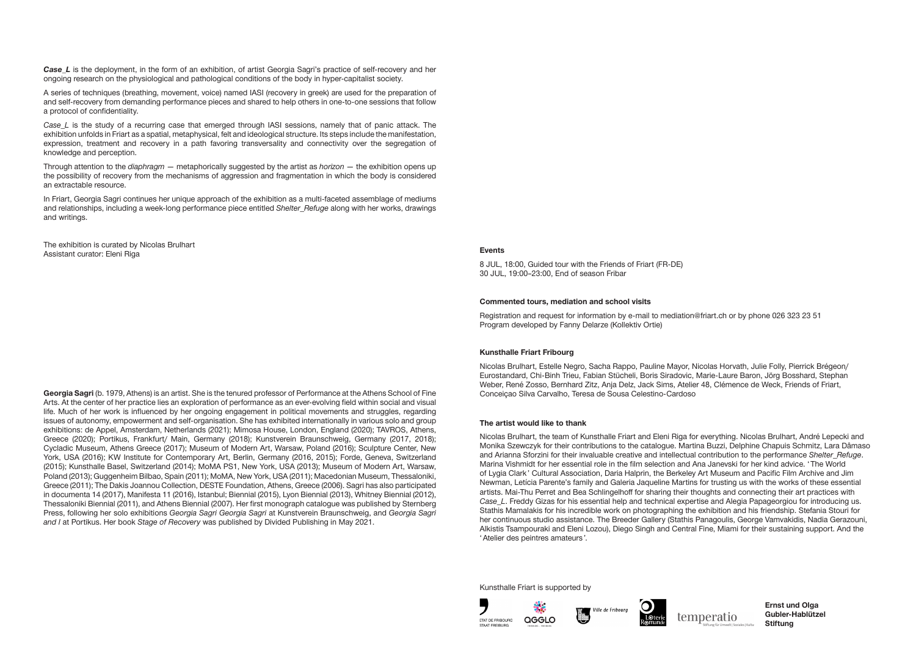***Case_L*** is the deployment, in the form of an exhibition, of artist Georgia Sagri's practice of self-recovery and her ongoing research on the physiological and pathological conditions of the body in hyper-capitalist society.

A series of techniques (breathing, movement, voice) named IASI (recovery in greek) are used for the preparation of and self-recovery from demanding performance pieces and shared to help others in one-to-one sessions that follow a protocol of confidentiality.

*Case_L* is the study of a recurring case that emerged through IASI sessions, namely that of panic attack. The exhibition unfolds in Friart as a spatial, metaphysical, felt and ideological structure. Its steps include the manifestation, expression, treatment and recovery in a path favoring transversality and connectivity over the segregation of knowledge and perception.

Through attention to the *diaphragm* — metaphorically suggested by the artist as *horizon* — the exhibition opens up the possibility of recovery from the mechanisms of aggression and fragmentation in which the body is considered an extractable resource.

In Friart, Georgia Sagri continues her unique approach of the exhibition as a multi-faceted assemblage of mediums and relationships, including a week-long performance piece entitled *Shelter_Refuge* along with her works, drawings and writings.

The exhibition is curated by Nicolas Brulhart
Assistant curator: Eleni Riga

**Georgia Sagri** (b. 1979, Athens) is an artist. She is the tenured professor of Performance at the Athens School of Fine Arts. At the center of her practice lies an exploration of performance as an ever-evolving field within social and visual life. Much of her work is influenced by her ongoing engagement in political movements and struggles, regarding issues of autonomy, empowerment and self-organisation. She has exhibited internationally in various solo and group exhibitions: de Appel, Amsterdam, Netherlands (2021); Mimosa House, London, England (2020); TAVROS, Athens, Greece (2020); Portikus, Frankfurt/ Main, Germany (2018); Kunstverein Braunschweig, Germany (2017, 2018); Cycladic Museum, Athens Greece (2017); Museum of Modern Art, Warsaw, Poland (2016); Sculpture Center, New York, USA (2016); KW Institute for Contemporary Art, Berlin, Germany (2016, 2015); Forde, Geneva, Switzerland (2015); Kunsthalle Basel, Switzerland (2014); MoMA PS1, New York, USA (2013); Museum of Modern Art, Warsaw, Poland (2013); Guggenheim Bilbao, Spain (2011); MoMA, New York, USA (2011); Macedonian Museum, Thessaloniki, Greece (2011); The Dakis Joannou Collection, DESTE Foundation, Athens, Greece (2006). Sagri has also participated in documenta 14 (2017), Manifesta 11 (2016), Istanbul; Biennial (2015), Lyon Biennial (2013), Whitney Biennial (2012), Thessaloniki Biennial (2011), and Athens Biennial (2007). Her first monograph catalogue was published by Sternberg Press, following her solo exhibitions *Georgia Sagri Georgia Sagri* at Kunstverein Braunschweig, and *Georgia Sagri and I* at Portikus. Her book *Stage of Recovery* was published by Divided Publishing in May 2021.

**Events**

8 JUL, 18:00, Guided tour with the Friends of Friart (FR-DE)
30 JUL, 19:00–23:00, End of season Fribar

**Commented tours, mediation and school visits**

Registration and request for information by e-mail to mediation@friart.ch or by phone 026 323 23 51
Program developed by Fanny Delarze (Kollektiv Ortie)

**Kunsthalle Friart Fribourg**

Nicolas Brulhart, Estelle Negro, Sacha Rappo, Pauline Mayor, Nicolas Horvath, Julie Folly, Pierrick Brégeon/ Eurostandard, Chi-Binh Trieu, Fabian Stücheli, Boris Siradovic, Marie-Laure Baron, Jörg Bosshard, Stephan Weber, René Zosso, Bernhard Zitz, Anja Delz, Jack Sims, Atelier 48, Clémence de Weck, Friends of Friart, Conceiçao Silva Carvalho, Teresa de Sousa Celestino-Cardoso

**The artist would like to thank**

Nicolas Brulhart, the team of Kunsthalle Friart and Eleni Riga for everything. Nicolas Brulhart, André Lepecki and Monika Szewczyk for their contributions to the catalogue. Martina Buzzi, Delphine Chapuis Schmitz, Lara Dâmaso and Arianna Sforzini for their invaluable creative and intellectual contribution to the performance *Shelter_Refuge*. Marina Vishmidt for her essential role in the film selection and Ana Janevski for her kind advice. 'The World of Lygia Clark' Cultural Association, Daria Halprin, the Berkeley Art Museum and Pacific Film Archive and Jim Newman, Letícia Parente's family and Galeria Jaqueline Martins for trusting us with the works of these essential artists. Mai-Thu Perret and Bea Schlingelhoff for sharing their thoughts and connecting their art practices with *Case_L*. Freddy Gizas for his essential help and technical expertise and Alegia Papageorgiou for introducing us. Stathis Mamalakis for his incredible work on photographing the exhibition and his friendship. Stefania Stouri for her continuous studio assistance. The Breeder Gallery (Stathis Panagoulis, George Vamvakidis, Nadia Gerazouni, Alkistis Tsampouraki and Eleni Lozou), Diego Singh and Central Fine, Miami for their sustaining support. And the 'Atelier des peintres amateurs'.

Kunsthalle Friart is supported by

ETAT DE FRIBOURG STAAT FREIBURG · AGGLO · Ville de Fribourg · Loterie Romande · temperatio Stiftung für Umwelt | Soziales | Kultur · **Ernst und Olga Gubler-Hablützel Stiftung**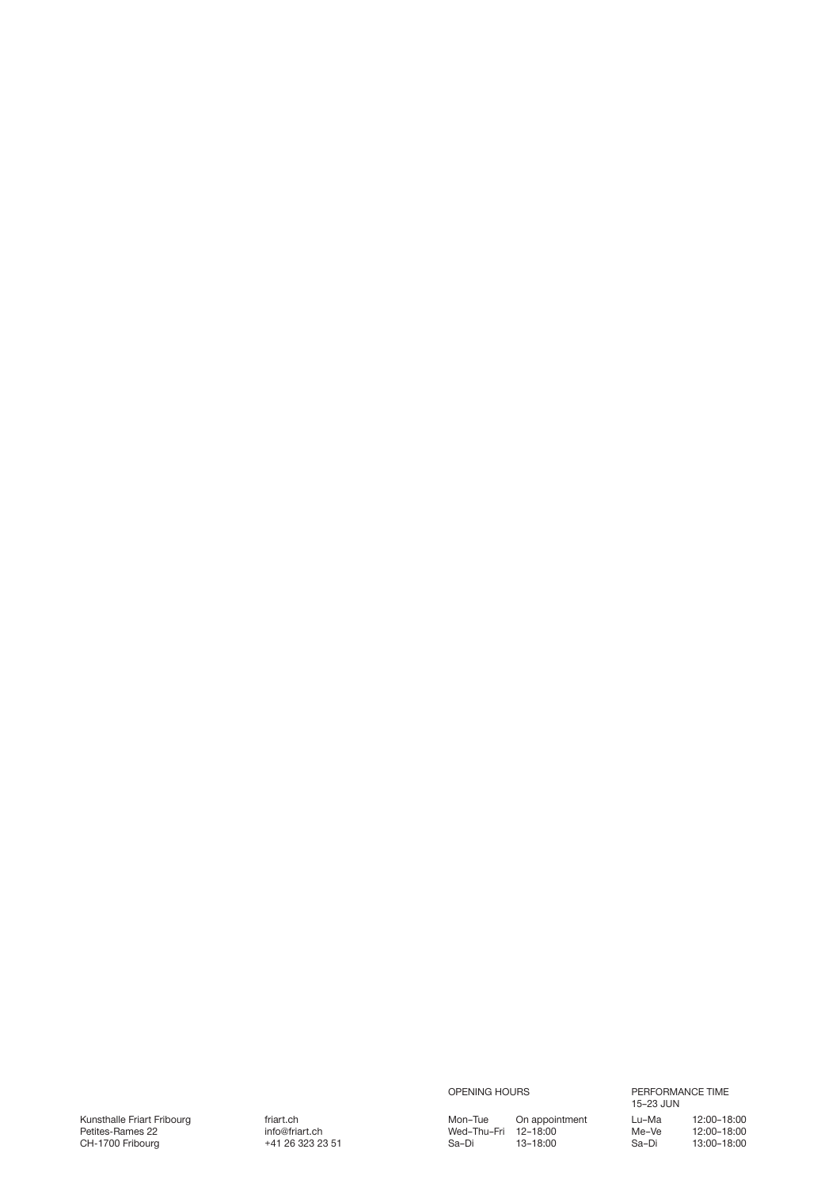Kunsthalle Friart Fribourg
Petites-Rames 22
CH-1700 Fribourg

friart.ch
info@friart.ch
+41 26 323 23 51

OPENING HOURS

| | |
|---|---|
| Mon–Tue | On appointment |
| Wed–Thu–Fri | 12–18:00 |
| Sa–Di | 13–18:00 |

PERFORMANCE TIME
15–23 JUN

| | |
|---|---|
| Lu–Ma | 12:00–18:00 |
| Me–Ve | 12:00–18:00 |
| Sa–Di | 13:00–18:00 |